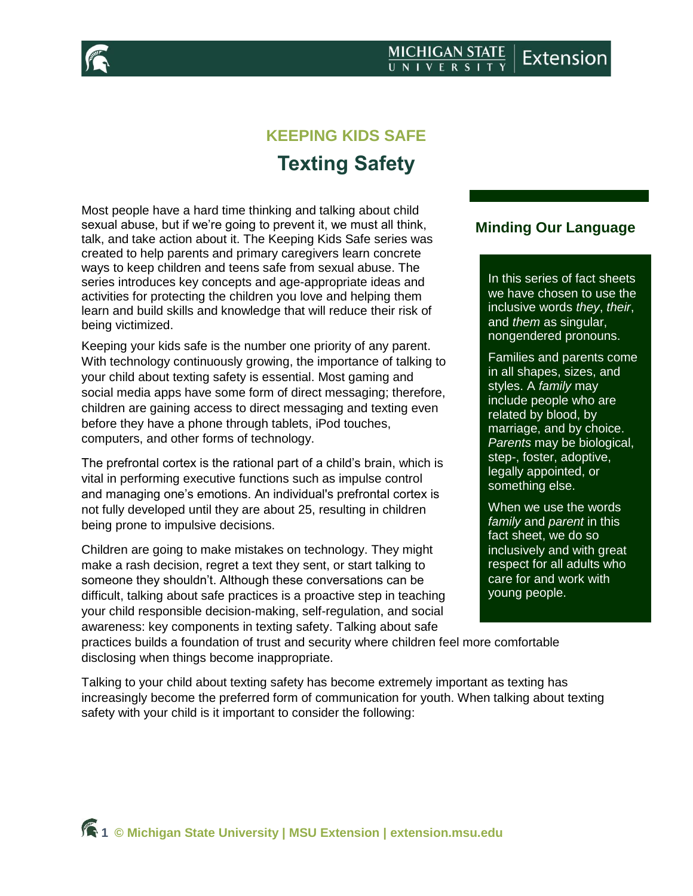## KEEPING KIDS SAFE

# Texting Safety

Most people have a hard time thinking and talking about child sexual abuse, but if we're going to prevent it, we must all think, talk, and take action about it. The Keeping Kids Safe series was created to help parents and primary caregivers learn concrete ways to keep children and teens safe from sexual abuse. The series introduces key concepts and age-appropriate ideas and activities for protecting the children you love and helping them learn and build skills and knowledge that will reduce their risk of being victimized.

Keeping your kids safe is the number one priority of any parent. With technology continuously growing, the importance of talking to your child about texting safety is essential. Most gaming and social media apps have some form of direct messaging; therefore, children are gaining access to direct messaging and texting even before they have a phone through tablets, iPod touches, computers, and other forms of technology.

The prefrontal cortex is the rational part of a child's brain, which is vital in performing executive functions such as impulse control and managing one's emotions. An individual's prefrontal cortex is not fully developed until they are about 25, resulting in children being prone to impulsive decisions.

Children are going to make mistakes on technology. They might make a rash decision, regret a text they sent, or start talking to someone they shouldn't. Although these conversations can be difficult, talking about safe practices is a proactive step in teaching your child responsible decision-making, self-regulation, and social awareness: key components in texting safety. Talking about safe practices builds a foundation of trust and security where children feel more comfortable disclosing when things become inappropriate.

Talking to your child about texting safety has become extremely important as texting has increasingly become the preferred form of communication for youth. When talking about texting safety with your child is it important to consider the following:

### Minding Our Language

In this series of fact sheets we have chosen to use the inclusive words *they*, *their*, and *them* as singular, nongendered pronouns.

Families and parents come in all shapes, sizes, and styles. A *family* may include people who are related by blood, by marriage, and by choice. *Parents* may be biological, step-, foster, adoptive, legally appointed, or something else.

When we use the words *family* and *parent* in this fact sheet, we do so inclusively and with great respect for all adults who care for and work with young people.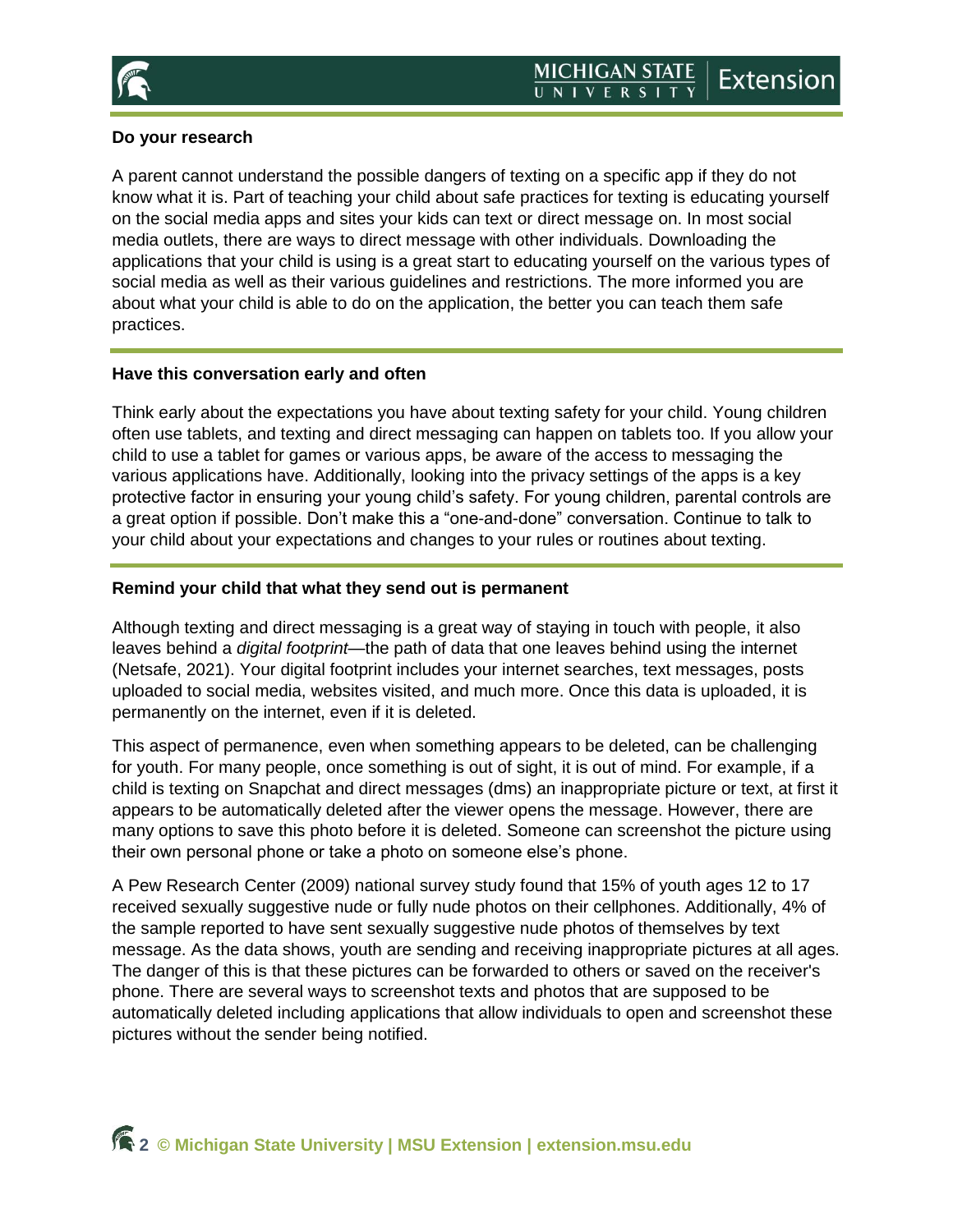**Do your research**

A parent cannot understand the possible dangers of texting on a specific app if they do not know what it is. Part of teaching your child about safe practices for texting is educating yourself on the social media apps and sites your kids can text or direct message on. In most social media outlets, there are ways to direct message with other individuals. Downloading the applications that your child is using is a great start to educating yourself on the various types of social media as well as their various guidelines and restrictions. The more informed you are about what your child is able to do on the application, the better you can teach them safe practices.

**Have this conversation early and often**

Think early about the expectations you have about texting safety for your child. Young children often use tablets, and texting and direct messaging can happen on tablets too. If you allow your child to use a tablet for games or various apps, be aware of the access to messaging the various applications have. Additionally, looking into the privacy settings of the apps is a key protective factor in ensuring your young child's safety. For young children, parental controls are a great option if possible. Don't make this a "one-and-done" conversation. Continue to talk to your child about your expectations and changes to your rules or routines about texting.

**Remind your child that what they send out is permanent**

Although texting and direct messaging is a great way of staying in touch with people, it also leaves behind a *digital footprint*—the path of data that one leaves behind using the internet (Netsafe, 2021). Your digital footprint includes your internet searches, text messages, posts uploaded to social media, websites visited, and much more. Once this data is uploaded, it is permanently on the internet, even if it is deleted.

This aspect of permanence, even when something appears to be deleted, can be challenging for youth. For many people, once something is out of sight, it is out of mind. For example, if a child is texting on Snapchat and direct messages (dms) an inappropriate picture or text, at first it appears to be automatically deleted after the viewer opens the message. However, there are many options to save this photo before it is deleted. Someone can screenshot the picture using their own personal phone or take a photo on someone else's phone.

A Pew Research Center (2009) national survey study found that 15% of youth ages 12 to 17 received sexually suggestive nude or fully nude photos on their cellphones. Additionally, 4% of the sample reported to have sent sexually suggestive nude photos of themselves by text message. As the data shows, youth are sending and receiving inappropriate pictures at all ages. The danger of this is that these pictures can be forwarded to others or saved on the receiver's phone. There are several ways to screenshot texts and photos that are supposed to be automatically deleted including applications that allow individuals to open and screenshot these pictures without the sender being notified.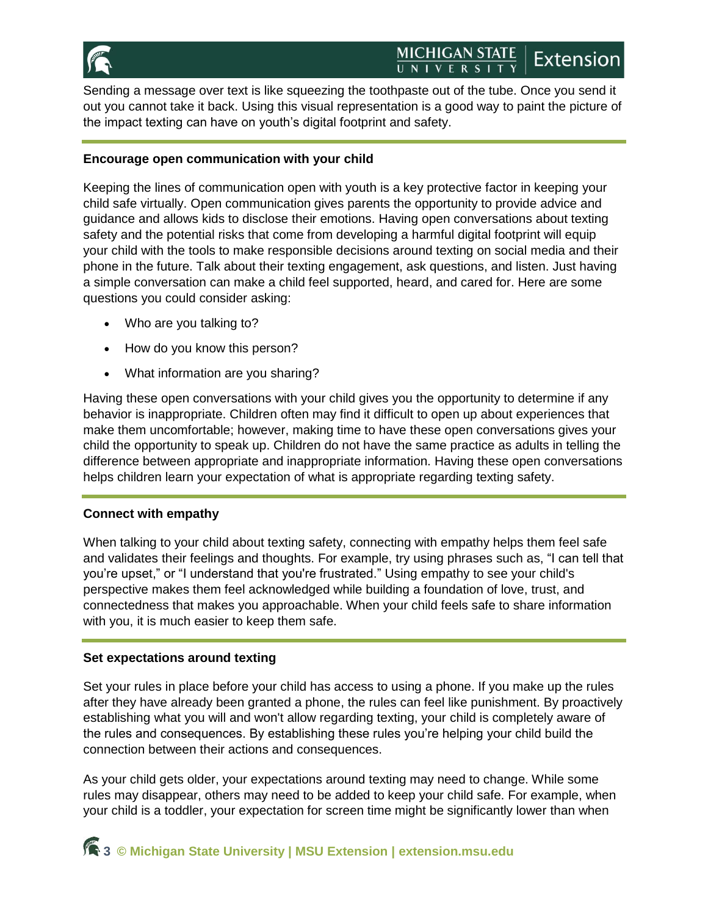Sending a message over text is like squeezing the toothpaste out of the tube. Once you send it out you cannot take it back. Using this visual representation is a good way to paint the picture of the impact texting can have on youth's digital footprint and safety.

**Encourage open communication with your child**

Keeping the lines of communication open with youth is a key protective factor in keeping your child safe virtually. Open communication gives parents the opportunity to provide advice and guidance and allows kids to disclose their emotions. Having open conversations about texting safety and the potential risks that come from developing a harmful digital footprint will equip your child with the tools to make responsible decisions around texting on social media and their phone in the future. Talk about their texting engagement, ask questions, and listen. Just having a simple conversation can make a child feel supported, heard, and cared for. Here are some questions you could consider asking:

- Who are you talking to?
- How do you know this person?
- What information are you sharing?

Having these open conversations with your child gives you the opportunity to determine if any behavior is inappropriate. Children often may find it difficult to open up about experiences that make them uncomfortable; however, making time to have these open conversations gives your child the opportunity to speak up. Children do not have the same practice as adults in telling the difference between appropriate and inappropriate information. Having these open conversations helps children learn your expectation of what is appropriate regarding texting safety.

**Connect with empathy**

When talking to your child about texting safety, connecting with empathy helps them feel safe and validates their feelings and thoughts. For example, try using phrases such as, "I can tell that you're upset," or "I understand that you're frustrated." Using empathy to see your child's perspective makes them feel acknowledged while building a foundation of love, trust, and connectedness that makes you approachable. When your child feels safe to share information with you, it is much easier to keep them safe.

**Set expectations around texting**

Set your rules in place before your child has access to using a phone. If you make up the rules after they have already been granted a phone, the rules can feel like punishment. By proactively establishing what you will and won't allow regarding texting, your child is completely aware of the rules and consequences. By establishing these rules you're helping your child build the connection between their actions and consequences.

As your child gets older, your expectations around texting may need to change. While some rules may disappear, others may need to be added to keep your child safe. For example, when your child is a toddler, your expectation for screen time might be significantly lower than when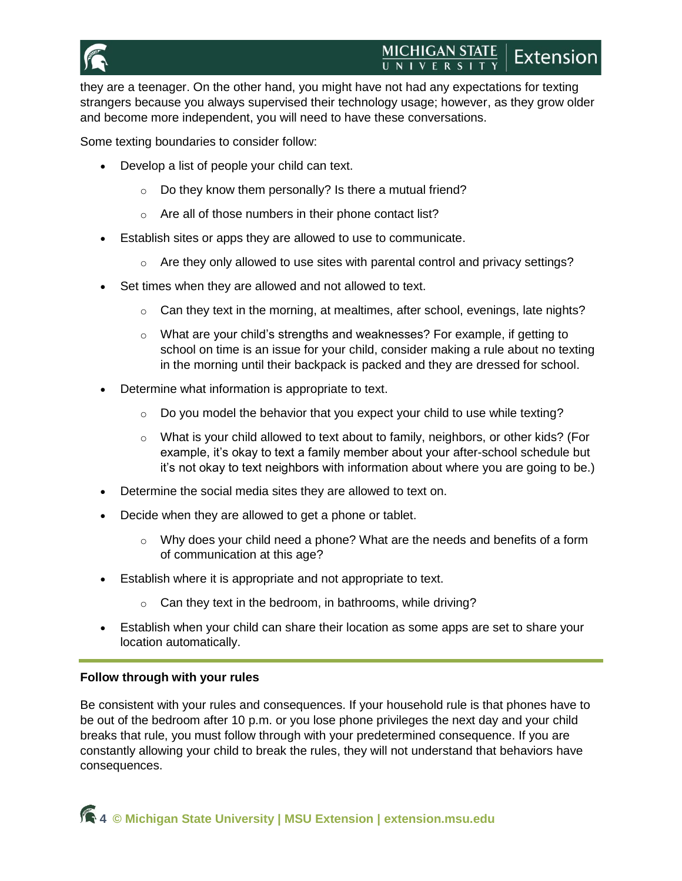they are a teenager. On the other hand, you might have not had any expectations for texting strangers because you always supervised their technology usage; however, as they grow older and become more independent, you will need to have these conversations.

Some texting boundaries to consider follow:

- Develop a list of people your child can text.
  - Do they know them personally? Is there a mutual friend?
  - Are all of those numbers in their phone contact list?
- Establish sites or apps they are allowed to use to communicate.
  - Are they only allowed to use sites with parental control and privacy settings?
- Set times when they are allowed and not allowed to text.
  - Can they text in the morning, at mealtimes, after school, evenings, late nights?
  - What are your child's strengths and weaknesses? For example, if getting to school on time is an issue for your child, consider making a rule about no texting in the morning until their backpack is packed and they are dressed for school.
- Determine what information is appropriate to text.
  - Do you model the behavior that you expect your child to use while texting?
  - What is your child allowed to text about to family, neighbors, or other kids? (For example, it's okay to text a family member about your after-school schedule but it's not okay to text neighbors with information about where you are going to be.)
- Determine the social media sites they are allowed to text on.
- Decide when they are allowed to get a phone or tablet.
  - Why does your child need a phone? What are the needs and benefits of a form of communication at this age?
- Establish where it is appropriate and not appropriate to text.
  - Can they text in the bedroom, in bathrooms, while driving?
- Establish when your child can share their location as some apps are set to share your location automatically.

**Follow through with your rules**

Be consistent with your rules and consequences. If your household rule is that phones have to be out of the bedroom after 10 p.m. or you lose phone privileges the next day and your child breaks that rule, you must follow through with your predetermined consequence. If you are constantly allowing your child to break the rules, they will not understand that behaviors have consequences.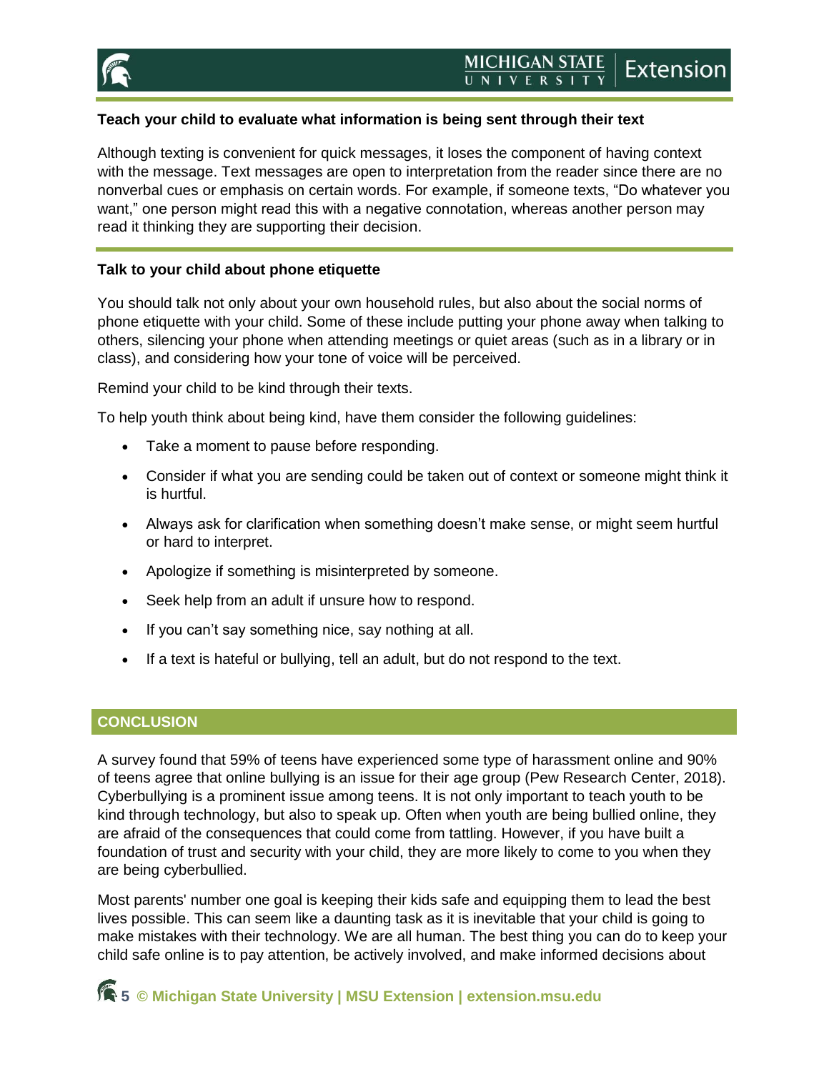**Teach your child to evaluate what information is being sent through their text**

Although texting is convenient for quick messages, it loses the component of having context with the message. Text messages are open to interpretation from the reader since there are no nonverbal cues or emphasis on certain words. For example, if someone texts, "Do whatever you want," one person might read this with a negative connotation, whereas another person may read it thinking they are supporting their decision.

**Talk to your child about phone etiquette**

You should talk not only about your own household rules, but also about the social norms of phone etiquette with your child. Some of these include putting your phone away when talking to others, silencing your phone when attending meetings or quiet areas (such as in a library or in class), and considering how your tone of voice will be perceived.

Remind your child to be kind through their texts.

To help youth think about being kind, have them consider the following guidelines:

- Take a moment to pause before responding.
- Consider if what you are sending could be taken out of context or someone might think it is hurtful.
- Always ask for clarification when something doesn't make sense, or might seem hurtful or hard to interpret.
- Apologize if something is misinterpreted by someone.
- Seek help from an adult if unsure how to respond.
- If you can't say something nice, say nothing at all.
- If a text is hateful or bullying, tell an adult, but do not respond to the text.

## CONCLUSION

A survey found that 59% of teens have experienced some type of harassment online and 90% of teens agree that online bullying is an issue for their age group (Pew Research Center, 2018). Cyberbullying is a prominent issue among teens. It is not only important to teach youth to be kind through technology, but also to speak up. Often when youth are being bullied online, they are afraid of the consequences that could come from tattling. However, if you have built a foundation of trust and security with your child, they are more likely to come to you when they are being cyberbullied.

Most parents' number one goal is keeping their kids safe and equipping them to lead the best lives possible. This can seem like a daunting task as it is inevitable that your child is going to make mistakes with their technology. We are all human. The best thing you can do to keep your child safe online is to pay attention, be actively involved, and make informed decisions about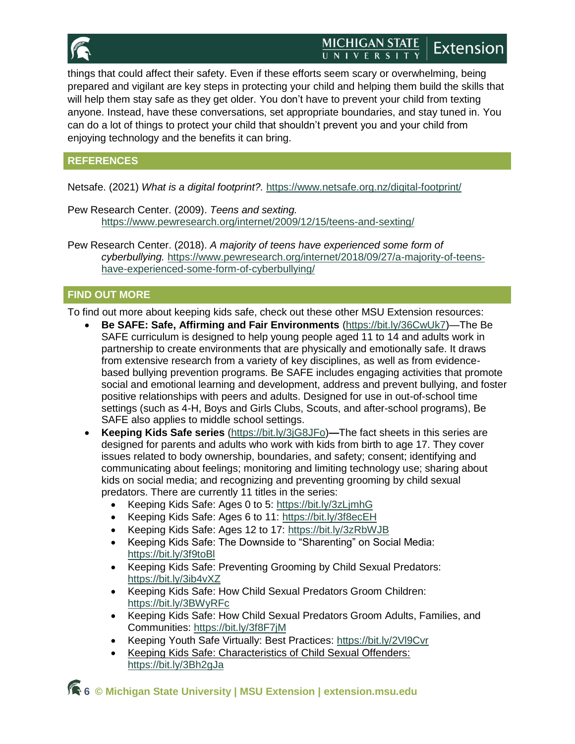things that could affect their safety. Even if these efforts seem scary or overwhelming, being prepared and vigilant are key steps in protecting your child and helping them build the skills that will help them stay safe as they get older. You don't have to prevent your child from texting anyone. Instead, have these conversations, set appropriate boundaries, and stay tuned in. You can do a lot of things to protect your child that shouldn't prevent you and your child from enjoying technology and the benefits it can bring.

## REFERENCES

Netsafe. (2021) *What is a digital footprint?.* https://www.netsafe.org.nz/digital-footprint/

Pew Research Center. (2009). *Teens and sexting.* https://www.pewresearch.org/internet/2009/12/15/teens-and-sexting/

Pew Research Center. (2018). *A majority of teens have experienced some form of cyberbullying.* https://www.pewresearch.org/internet/2018/09/27/a-majority-of-teens-have-experienced-some-form-of-cyberbullying/

## FIND OUT MORE

To find out more about keeping kids safe, check out these other MSU Extension resources:

- **Be SAFE: Safe, Affirming and Fair Environments** (https://bit.ly/36CwUk7)—The Be SAFE curriculum is designed to help young people aged 11 to 14 and adults work in partnership to create environments that are physically and emotionally safe. It draws from extensive research from a variety of key disciplines, as well as from evidence-based bullying prevention programs. Be SAFE includes engaging activities that promote social and emotional learning and development, address and prevent bullying, and foster positive relationships with peers and adults. Designed for use in out-of-school time settings (such as 4-H, Boys and Girls Clubs, Scouts, and after-school programs), Be SAFE also applies to middle school settings.
- **Keeping Kids Safe series** (https://bit.ly/3jG8JFo)**—**The fact sheets in this series are designed for parents and adults who work with kids from birth to age 17. They cover issues related to body ownership, boundaries, and safety; consent; identifying and communicating about feelings; monitoring and limiting technology use; sharing about kids on social media; and recognizing and preventing grooming by child sexual predators. There are currently 11 titles in the series:
  - Keeping Kids Safe: Ages 0 to 5: https://bit.ly/3zLjmhG
  - Keeping Kids Safe: Ages 6 to 11: https://bit.ly/3f8ecEH
  - Keeping Kids Safe: Ages 12 to 17: https://bit.ly/3zRbWJB
  - Keeping Kids Safe: The Downside to "Sharenting" on Social Media: https://bit.ly/3f9toBl
  - Keeping Kids Safe: Preventing Grooming by Child Sexual Predators: https://bit.ly/3ib4vXZ
  - Keeping Kids Safe: How Child Sexual Predators Groom Children: https://bit.ly/3BWyRFc
  - Keeping Kids Safe: How Child Sexual Predators Groom Adults, Families, and Communities: https://bit.ly/3f8F7jM
  - Keeping Youth Safe Virtually: Best Practices: https://bit.ly/2Vl9Cvr
  - Keeping Kids Safe: Characteristics of Child Sexual Offenders: https://bit.ly/3Bh2gJa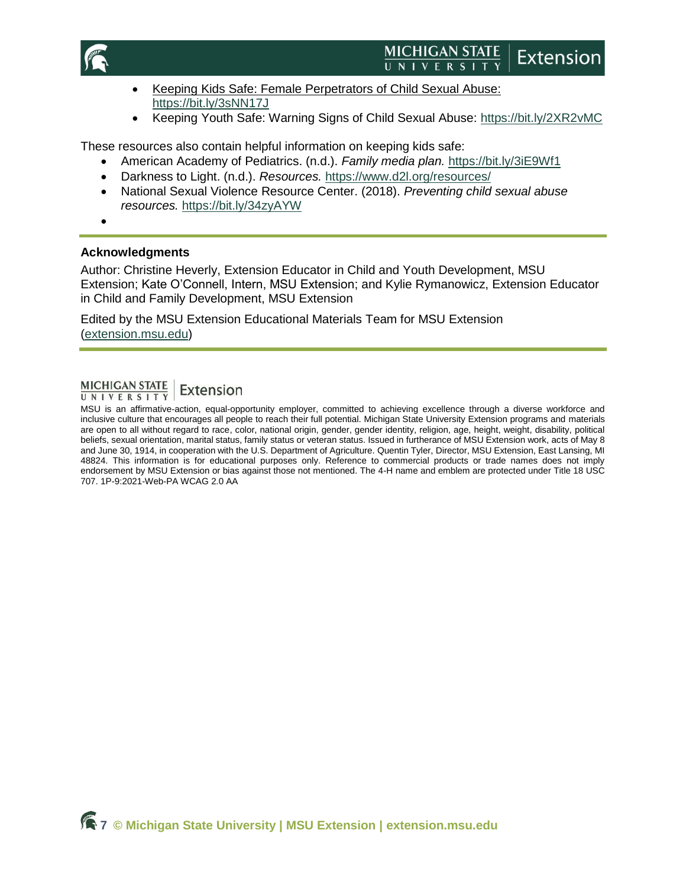- Keeping Kids Safe: Female Perpetrators of Child Sexual Abuse: https://bit.ly/3sNN17J
- Keeping Youth Safe: Warning Signs of Child Sexual Abuse: https://bit.ly/2XR2vMC

These resources also contain helpful information on keeping kids safe:

- American Academy of Pediatrics. (n.d.). *Family media plan.* https://bit.ly/3iE9Wf1
- Darkness to Light. (n.d.). *Resources.* https://www.d2l.org/resources/
- National Sexual Violence Resource Center. (2018). *Preventing child sexual abuse resources.* https://bit.ly/34zyAYW

## Acknowledgments

Author: Christine Heverly, Extension Educator in Child and Youth Development, MSU Extension; Kate O'Connell, Intern, MSU Extension; and Kylie Rymanowicz, Extension Educator in Child and Family Development, MSU Extension

Edited by the MSU Extension Educational Materials Team for MSU Extension (extension.msu.edu)

MICHIGAN STATE UNIVERSITY | Extension

MSU is an affirmative-action, equal-opportunity employer, committed to achieving excellence through a diverse workforce and inclusive culture that encourages all people to reach their full potential. Michigan State University Extension programs and materials are open to all without regard to race, color, national origin, gender, gender identity, religion, age, height, weight, disability, political beliefs, sexual orientation, marital status, family status or veteran status. Issued in furtherance of MSU Extension work, acts of May 8 and June 30, 1914, in cooperation with the U.S. Department of Agriculture. Quentin Tyler, Director, MSU Extension, East Lansing, MI 48824. This information is for educational purposes only. Reference to commercial products or trade names does not imply endorsement by MSU Extension or bias against those not mentioned. The 4-H name and emblem are protected under Title 18 USC 707. 1P-9:2021-Web-PA WCAG 2.0 AA